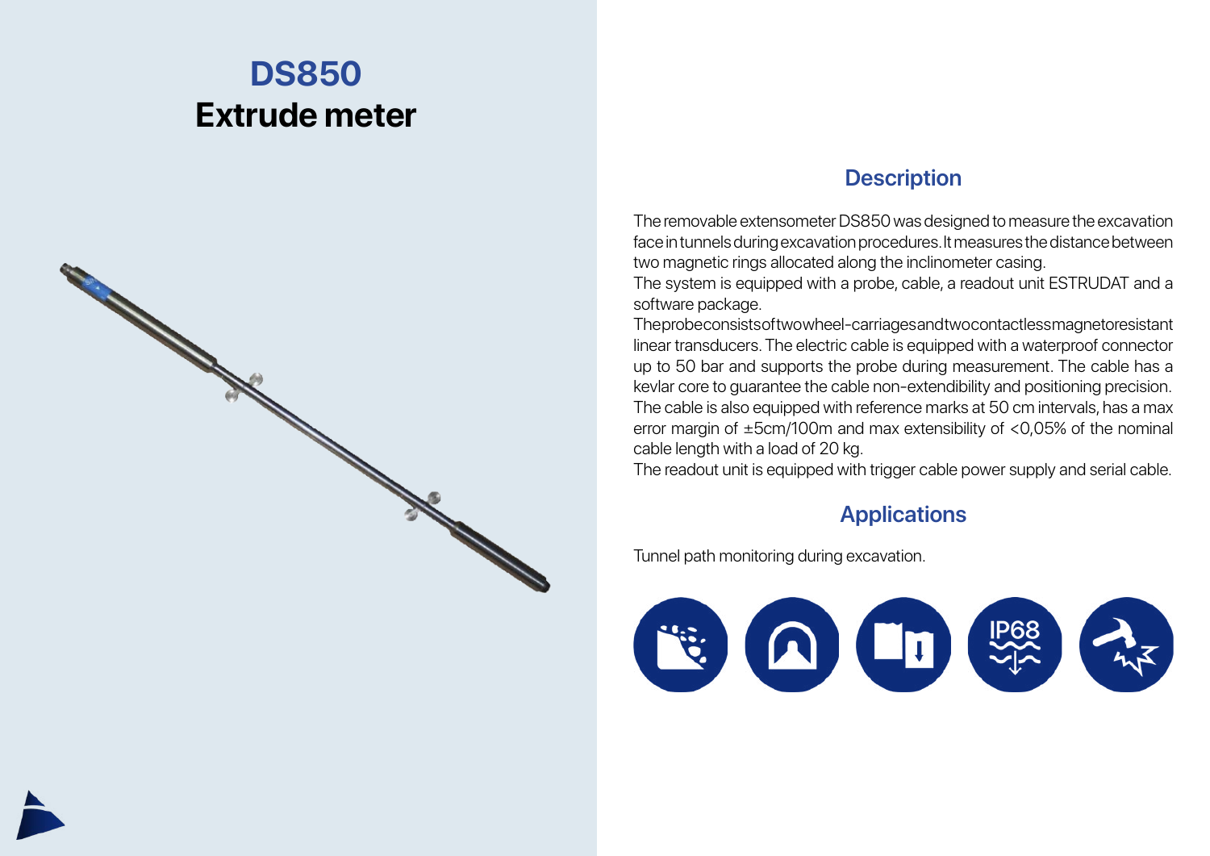# DS850
# Extrude meter

## Description

The removable extensometer DS850 was designed to measure the excavation face in tunnels during excavation procedures. It measures the distance between two magnetic rings allocated along the inclinometer casing.

The system is equipped with a probe, cable, a readout unit ESTRUDAT and a software package.

The probe consists of two wheel-carriages and two contactless magnetoresistant linear transducers. The electric cable is equipped with a waterproof connector up to 50 bar and supports the probe during measurement. The cable has a kevlar core to guarantee the cable non-extendibility and positioning precision. The cable is also equipped with reference marks at 50 cm intervals, has a max error margin of ±5cm/100m and max extensibility of <0,05% of the nominal cable length with a load of 20 kg.

The readout unit is equipped with trigger cable power supply and serial cable.

## Applications

Tunnel path monitoring during excavation.

IP68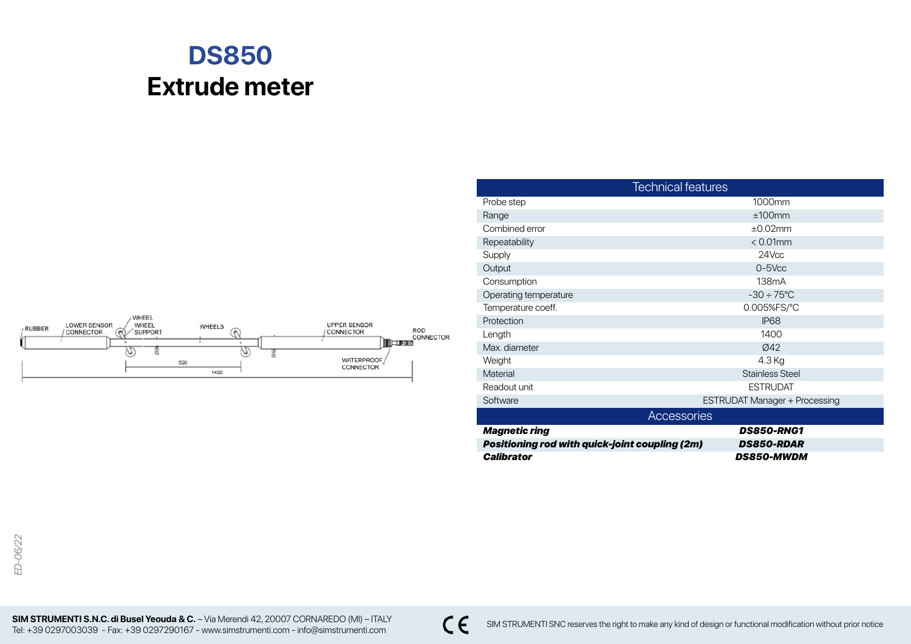# DS850
## Extrude meter

RUBBER
LOWER SENSOR CONNECTOR
WHEEL
WHEEL SUPPORT
WHEELS
UPPER SENSOR CONNECTOR
ROD CONNECTOR
WATERPROOF CONNECTOR
500
1400

| Technical features | |
|---|---|
| Probe step | 1000mm |
| Range | ±100mm |
| Combined error | ±0.02mm |
| Repeatability | < 0.01mm |
| Supply | 24Vcc |
| Output | 0-5Vcc |
| Consumption | 138mA |
| Operating temperature | -30 ÷ 75°C |
| Temperature coeff. | 0.005%FS/°C |
| Protection | IP68 |
| Length | 1400 |
| Max. diameter | Ø42 |
| Weight | 4.3 Kg |
| Material | Stainless Steel |
| Readout unit | ESTRUDAT |
| Software | ESTRUDAT Manager + Processing |

| Accessories | |
|---|---|
| ***Magnetic ring*** | ***DS850-RNG1*** |
| ***Positioning rod with quick-joint coupling (2m)*** | ***DS850-RDAR*** |
| ***Calibrator*** | ***DS850-MWDM*** |

ED-06/22

**SIM STRUMENTI S.N.C. di Busel Yeouda & C.** – Via Merendi 42, 20007 CORNAREDO (MI) – ITALY
Tel: +39 0297003039 - Fax: +39 0297290167 - www.simstrumenti.com - info@simstrumenti.com

SIM STRUMENTI SNC reserves the right to make any kind of design or functional modification without prior notice